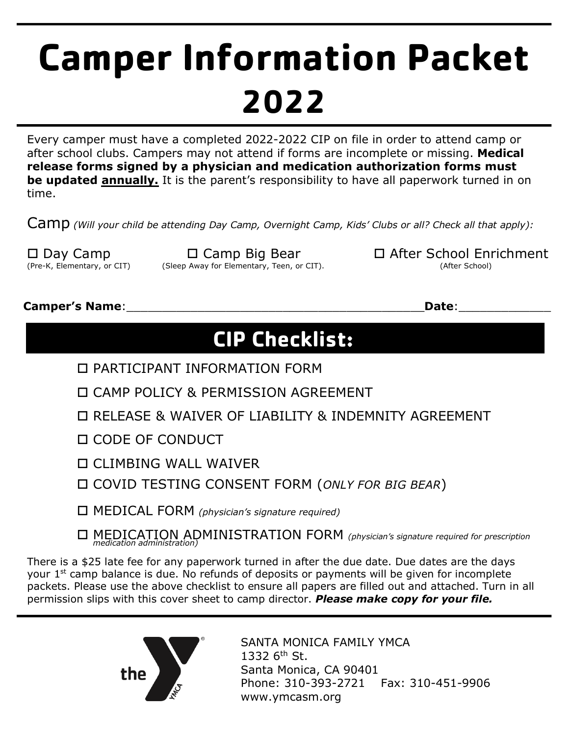# Camper Information Packet 2022

Every camper must have a completed 2022-2022 CIP on file in order to attend camp or after school clubs. Campers may not attend if forms are incomplete or missing. **Medical release forms signed by a physician and medication authorization forms must be updated annually.** It is the parent's responsibility to have all paperwork turned in on time.

Camp *(Will your child be attending Day Camp, Overnight Camp, Kids' Clubs or all? Check all that apply):*

- ☐ Day Camp (Pre-K, Elementary, or CIT)
- ☐ Camp Big Bear (Sleep Away for Elementary, Teen, or CIT).
- ☐ After School Enrichment (After School)

**Camper's Name**:\_\_\_\_\_\_\_\_\_\_\_\_\_\_\_\_\_\_\_\_\_\_\_\_\_\_\_\_\_\_\_\_\_\_\_\_\_\_\_\_ **Date**:\_\_\_\_\_\_\_\_\_\_\_\_

## CIP Checklist:

- ☐ PARTICIPANT INFORMATION FORM
- ☐ CAMP POLICY & PERMISSION AGREEMENT
- ☐ RELEASE & WAIVER OF LIABILITY & INDEMNITY AGREEMENT
- ☐ CODE OF CONDUCT
- ☐ CLIMBING WALL WAIVER
- ☐ COVID TESTING CONSENT FORM (*ONLY FOR BIG BEAR*)
- ☐ MEDICAL FORM *(physician's signature required)*
- ☐ MEDICATION ADMINISTRATION FORM *(physician's signature required for prescription medication administration)*

There is a $25 late fee for any paperwork turned in after the due date. Due dates are the days your 1st camp balance is due. No refunds of deposits or payments will be given for incomplete packets. Please use the above checklist to ensure all papers are filled out and attached. Turn in all permission slips with this cover sheet to camp director. ***Please make copy for your file.***

SANTA MONICA FAMILY YMCA
1332 6th St.
Santa Monica, CA 90401
Phone: 310-393-2721 Fax: 310-451-9906
www.ymcasm.org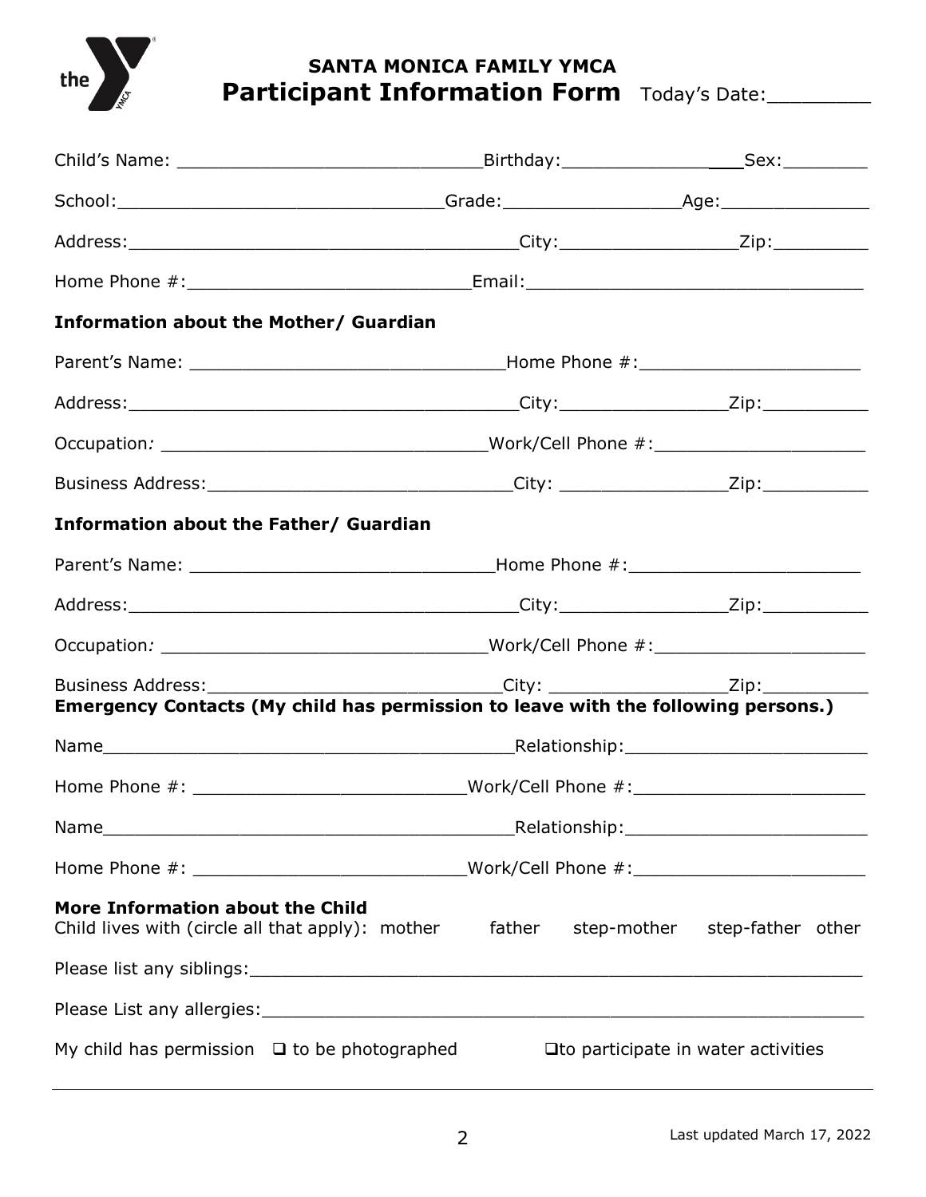# SANTA MONICA FAMILY YMCA

## Participant Information Form

Today's Date:_________

Child's Name: ____________________________Birthday:_________________Sex:________

School:_______________________________Grade:________________Age:______________

Address:_____________________________________City:________________Zip:_________

Home Phone #:__________________________Email:_______________________________

**Information about the Mother/ Guardian**

Parent's Name: _____________________________Home Phone #:_____________________

Address:_____________________________________City:_______________Zip:__________

Occupation: _______________________________Work/Cell Phone #:____________________

Business Address:_____________________________City: _______________Zip:__________

**Information about the Father/ Guardian**

Parent's Name: ____________________________Home Phone #:______________________

Address:_____________________________________City:_______________Zip:__________

Occupation: _______________________________Work/Cell Phone #:____________________

Business Address:____________________________City: ________________Zip:__________

**Emergency Contacts (My child has permission to leave with the following persons.)**

Name_______________________________________Relationship:______________________

Home Phone #: _________________________Work/Cell Phone #:______________________

Name_______________________________________Relationship:______________________

Home Phone #: _________________________Work/Cell Phone #:______________________

**More Information about the Child**

Child lives with (circle all that apply): mother father step-mother step-father other

Please list any siblings:___________________________________________________________

Please List any allergies:__________________________________________________________

My child has permission ☐ to be photographed ☐ to participate in water activities

Last updated March 17, 2022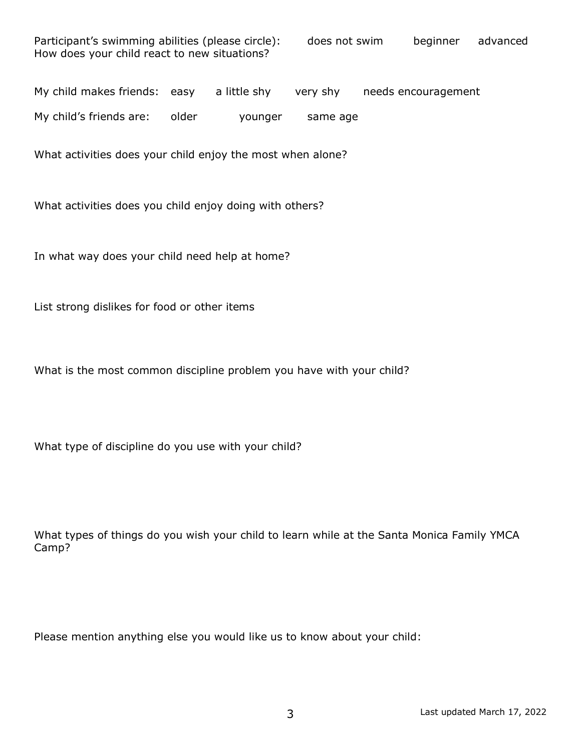Participant's swimming abilities (please circle): does not swim beginner advanced

How does your child react to new situations?

My child makes friends: easy a little shy very shy needs encouragement

My child's friends are: older younger same age

What activities does your child enjoy the most when alone?

What activities does you child enjoy doing with others?

In what way does your child need help at home?

List strong dislikes for food or other items

What is the most common discipline problem you have with your child?

What type of discipline do you use with your child?

What types of things do you wish your child to learn while at the Santa Monica Family YMCA Camp?

Please mention anything else you would like us to know about your child:

Last updated March 17, 2022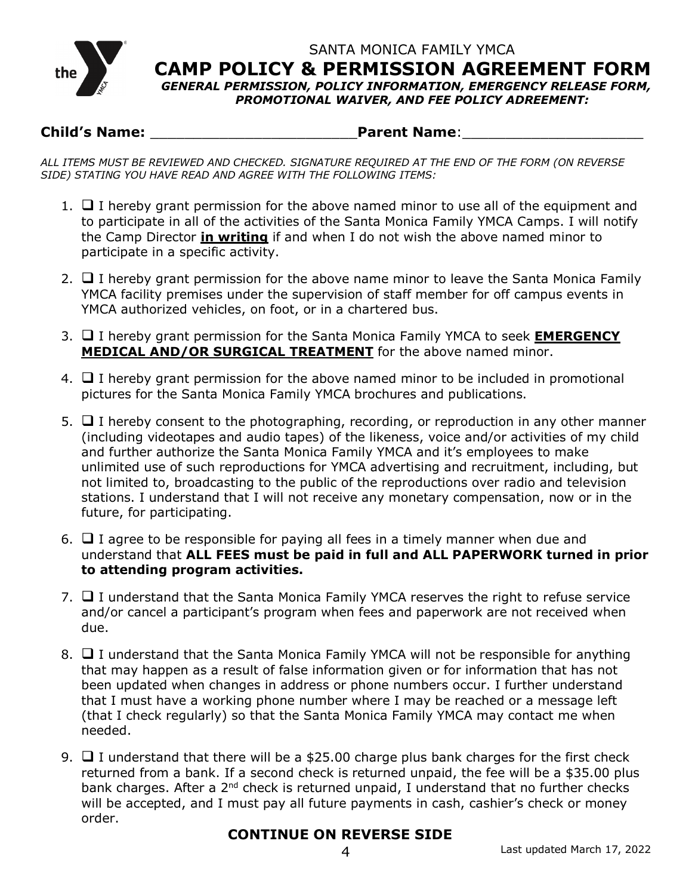SANTA MONICA FAMILY YMCA

# CAMP POLICY & PERMISSION AGREEMENT FORM

***GENERAL PERMISSION, POLICY INFORMATION, EMERGENCY RELEASE FORM, PROMOTIONAL WAIVER, AND FEE POLICY ADREEMENT:***

**Child's Name:** ______________________**Parent Name**:____________________

*ALL ITEMS MUST BE REVIEWED AND CHECKED. SIGNATURE REQUIRED AT THE END OF THE FORM (ON REVERSE SIDE) STATING YOU HAVE READ AND AGREE WITH THE FOLLOWING ITEMS:*

1. ☐ I hereby grant permission for the above named minor to use all of the equipment and to participate in all of the activities of the Santa Monica Family YMCA Camps. I will notify the Camp Director **in writing** if and when I do not wish the above named minor to participate in a specific activity.
2. ☐ I hereby grant permission for the above name minor to leave the Santa Monica Family YMCA facility premises under the supervision of staff member for off campus events in YMCA authorized vehicles, on foot, or in a chartered bus.
3. ☐ I hereby grant permission for the Santa Monica Family YMCA to seek **EMERGENCY MEDICAL AND/OR SURGICAL TREATMENT** for the above named minor.
4. ☐ I hereby grant permission for the above named minor to be included in promotional pictures for the Santa Monica Family YMCA brochures and publications.
5. ☐ I hereby consent to the photographing, recording, or reproduction in any other manner (including videotapes and audio tapes) of the likeness, voice and/or activities of my child and further authorize the Santa Monica Family YMCA and it's employees to make unlimited use of such reproductions for YMCA advertising and recruitment, including, but not limited to, broadcasting to the public of the reproductions over radio and television stations. I understand that I will not receive any monetary compensation, now or in the future, for participating.
6. ☐ I agree to be responsible for paying all fees in a timely manner when due and understand that **ALL FEES must be paid in full and ALL PAPERWORK turned in prior to attending program activities.**
7. ☐ I understand that the Santa Monica Family YMCA reserves the right to refuse service and/or cancel a participant's program when fees and paperwork are not received when due.
8. ☐ I understand that the Santa Monica Family YMCA will not be responsible for anything that may happen as a result of false information given or for information that has not been updated when changes in address or phone numbers occur. I further understand that I must have a working phone number where I may be reached or a message left (that I check regularly) so that the Santa Monica Family YMCA may contact me when needed.
9. ☐ I understand that there will be a $25.00 charge plus bank charges for the first check returned from a bank. If a second check is returned unpaid, the fee will be a $35.00 plus bank charges. After a 2nd check is returned unpaid, I understand that no further checks will be accepted, and I must pay all future payments in cash, cashier's check or money order.

**CONTINUE ON REVERSE SIDE**

Last updated March 17, 2022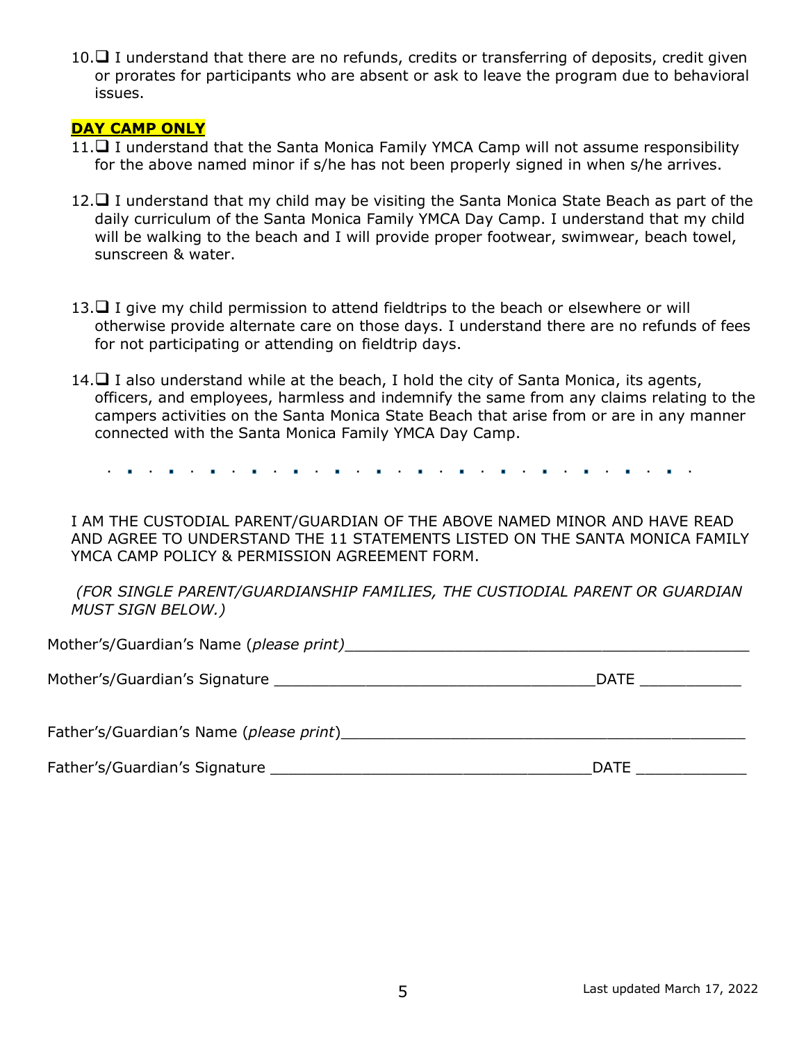10. ❑ I understand that there are no refunds, credits or transferring of deposits, credit given or prorates for participants who are absent or ask to leave the program due to behavioral issues.

**DAY CAMP ONLY**

11. ❑ I understand that the Santa Monica Family YMCA Camp will not assume responsibility for the above named minor if s/he has not been properly signed in when s/he arrives.

12. ❑ I understand that my child may be visiting the Santa Monica State Beach as part of the daily curriculum of the Santa Monica Family YMCA Day Camp. I understand that my child will be walking to the beach and I will provide proper footwear, swimwear, beach towel, sunscreen & water.

13. ❑ I give my child permission to attend fieldtrips to the beach or elsewhere or will otherwise provide alternate care on those days. I understand there are no refunds of fees for not participating or attending on fieldtrip days.

14. ❑ I also understand while at the beach, I hold the city of Santa Monica, its agents, officers, and employees, harmless and indemnify the same from any claims relating to the campers activities on the Santa Monica State Beach that arise from or are in any manner connected with the Santa Monica Family YMCA Day Camp.

---

I AM THE CUSTODIAL PARENT/GUARDIAN OF THE ABOVE NAMED MINOR AND HAVE READ AND AGREE TO UNDERSTAND THE 11 STATEMENTS LISTED ON THE SANTA MONICA FAMILY YMCA CAMP POLICY & PERMISSION AGREEMENT FORM.

*(FOR SINGLE PARENT/GUARDIANSHIP FAMILIES, THE CUSTIODIAL PARENT OR GUARDIAN MUST SIGN BELOW.)*

Mother's/Guardian's Name (*please print)*_____________________________________________

Mother's/Guardian's Signature ___________________________________DATE ___________

Father's/Guardian's Name (*please print*)_____________________________________________

Father's/Guardian's Signature ___________________________________DATE ____________

Last updated March 17, 2022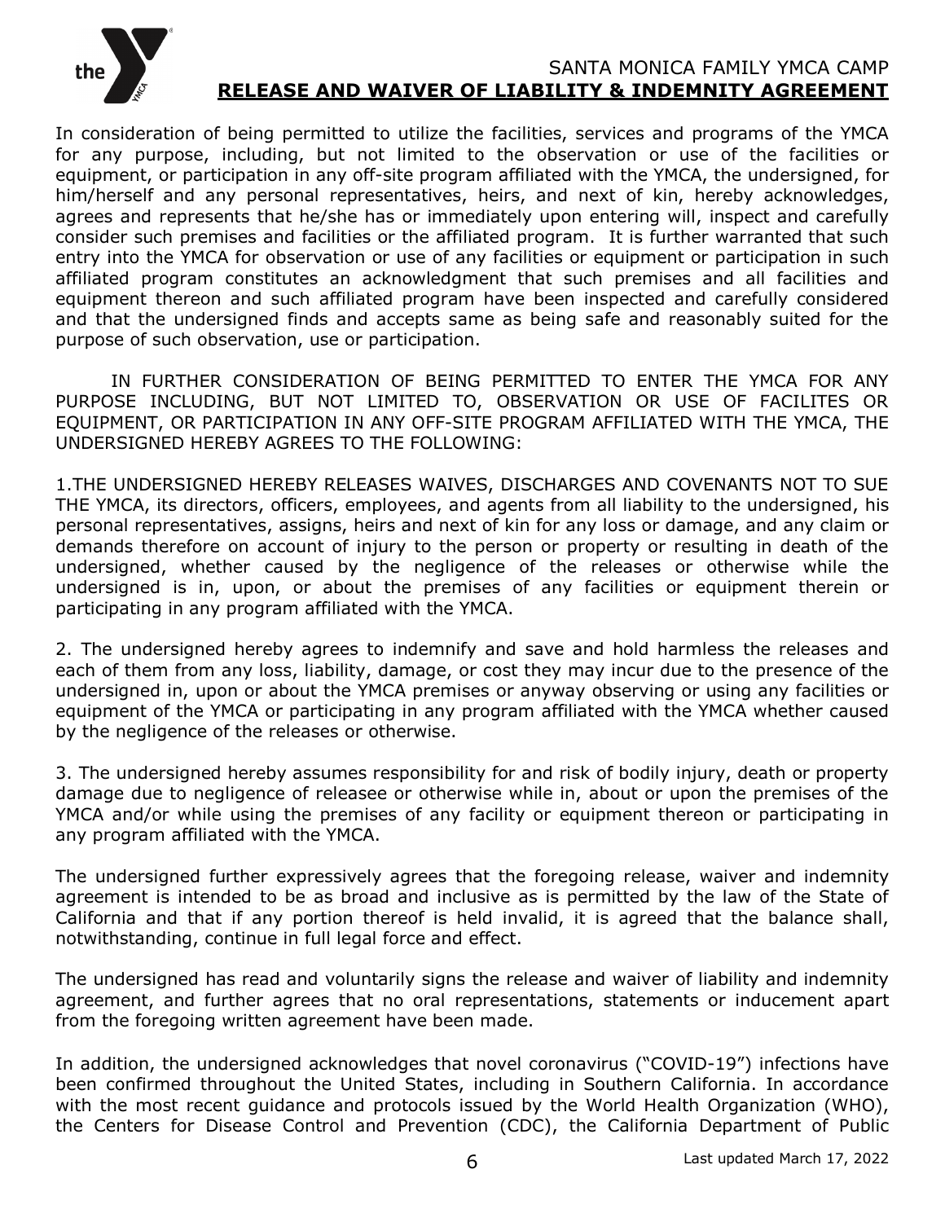SANTA MONICA FAMILY YMCA CAMP

## **RELEASE AND WAIVER OF LIABILITY & INDEMNITY AGREEMENT**

In consideration of being permitted to utilize the facilities, services and programs of the YMCA for any purpose, including, but not limited to the observation or use of the facilities or equipment, or participation in any off-site program affiliated with the YMCA, the undersigned, for him/herself and any personal representatives, heirs, and next of kin, hereby acknowledges, agrees and represents that he/she has or immediately upon entering will, inspect and carefully consider such premises and facilities or the affiliated program. It is further warranted that such entry into the YMCA for observation or use of any facilities or equipment or participation in such affiliated program constitutes an acknowledgment that such premises and all facilities and equipment thereon and such affiliated program have been inspected and carefully considered and that the undersigned finds and accepts same as being safe and reasonably suited for the purpose of such observation, use or participation.

IN FURTHER CONSIDERATION OF BEING PERMITTED TO ENTER THE YMCA FOR ANY PURPOSE INCLUDING, BUT NOT LIMITED TO, OBSERVATION OR USE OF FACILITES OR EQUIPMENT, OR PARTICIPATION IN ANY OFF-SITE PROGRAM AFFILIATED WITH THE YMCA, THE UNDERSIGNED HEREBY AGREES TO THE FOLLOWING:

1.THE UNDERSIGNED HEREBY RELEASES WAIVES, DISCHARGES AND COVENANTS NOT TO SUE THE YMCA, its directors, officers, employees, and agents from all liability to the undersigned, his personal representatives, assigns, heirs and next of kin for any loss or damage, and any claim or demands therefore on account of injury to the person or property or resulting in death of the undersigned, whether caused by the negligence of the releases or otherwise while the undersigned is in, upon, or about the premises of any facilities or equipment therein or participating in any program affiliated with the YMCA.

2. The undersigned hereby agrees to indemnify and save and hold harmless the releases and each of them from any loss, liability, damage, or cost they may incur due to the presence of the undersigned in, upon or about the YMCA premises or anyway observing or using any facilities or equipment of the YMCA or participating in any program affiliated with the YMCA whether caused by the negligence of the releases or otherwise.

3. The undersigned hereby assumes responsibility for and risk of bodily injury, death or property damage due to negligence of releasee or otherwise while in, about or upon the premises of the YMCA and/or while using the premises of any facility or equipment thereon or participating in any program affiliated with the YMCA.

The undersigned further expressively agrees that the foregoing release, waiver and indemnity agreement is intended to be as broad and inclusive as is permitted by the law of the State of California and that if any portion thereof is held invalid, it is agreed that the balance shall, notwithstanding, continue in full legal force and effect.

The undersigned has read and voluntarily signs the release and waiver of liability and indemnity agreement, and further agrees that no oral representations, statements or inducement apart from the foregoing written agreement have been made.

In addition, the undersigned acknowledges that novel coronavirus ("COVID-19") infections have been confirmed throughout the United States, including in Southern California. In accordance with the most recent guidance and protocols issued by the World Health Organization (WHO), the Centers for Disease Control and Prevention (CDC), the California Department of Public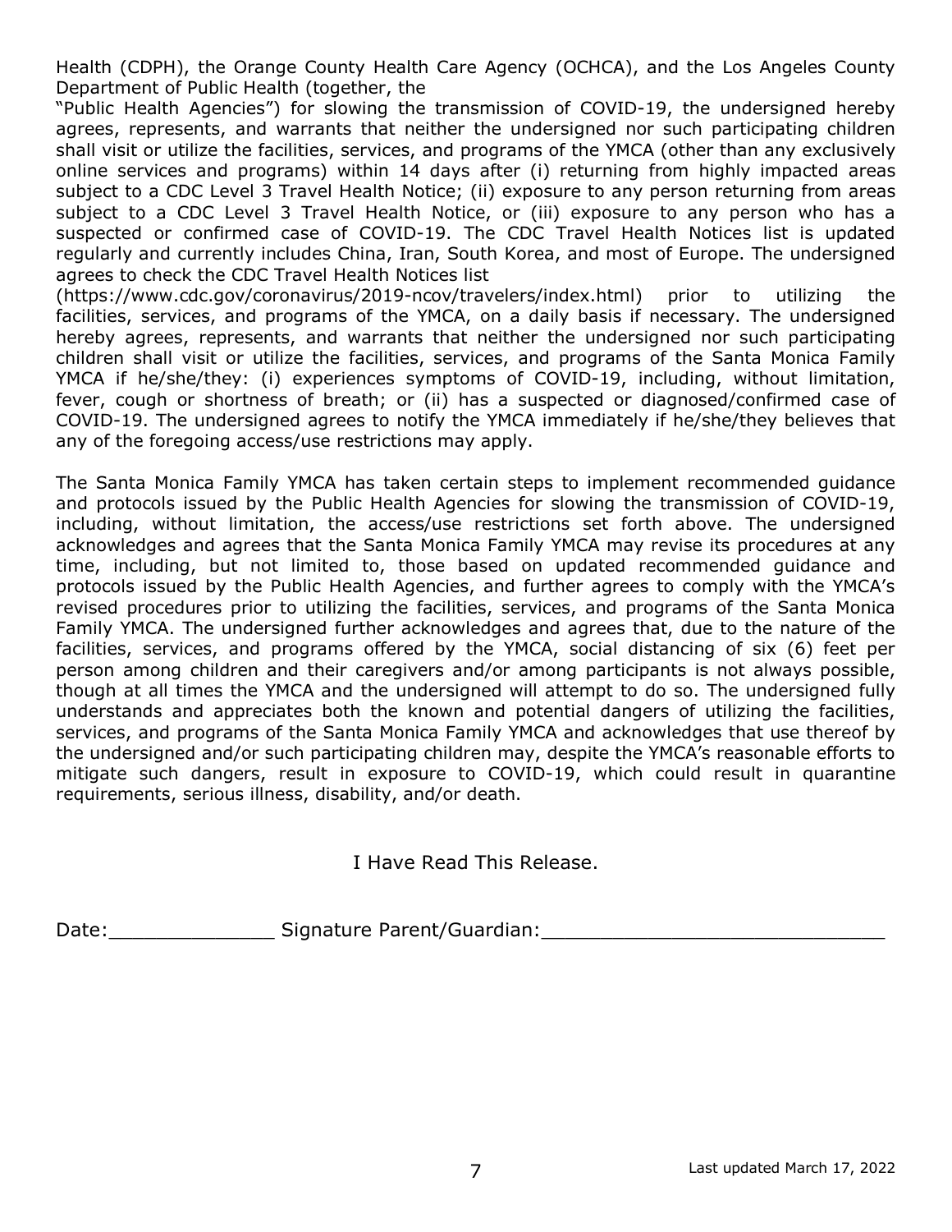Health (CDPH), the Orange County Health Care Agency (OCHCA), and the Los Angeles County Department of Public Health (together, the "Public Health Agencies") for slowing the transmission of COVID-19, the undersigned hereby agrees, represents, and warrants that neither the undersigned nor such participating children shall visit or utilize the facilities, services, and programs of the YMCA (other than any exclusively online services and programs) within 14 days after (i) returning from highly impacted areas subject to a CDC Level 3 Travel Health Notice; (ii) exposure to any person returning from areas subject to a CDC Level 3 Travel Health Notice, or (iii) exposure to any person who has a suspected or confirmed case of COVID-19. The CDC Travel Health Notices list is updated regularly and currently includes China, Iran, South Korea, and most of Europe. The undersigned agrees to check the CDC Travel Health Notices list (https://www.cdc.gov/coronavirus/2019-ncov/travelers/index.html) prior to utilizing the facilities, services, and programs of the YMCA, on a daily basis if necessary. The undersigned hereby agrees, represents, and warrants that neither the undersigned nor such participating children shall visit or utilize the facilities, services, and programs of the Santa Monica Family YMCA if he/she/they: (i) experiences symptoms of COVID-19, including, without limitation, fever, cough or shortness of breath; or (ii) has a suspected or diagnosed/confirmed case of COVID-19. The undersigned agrees to notify the YMCA immediately if he/she/they believes that any of the foregoing access/use restrictions may apply.

The Santa Monica Family YMCA has taken certain steps to implement recommended guidance and protocols issued by the Public Health Agencies for slowing the transmission of COVID-19, including, without limitation, the access/use restrictions set forth above. The undersigned acknowledges and agrees that the Santa Monica Family YMCA may revise its procedures at any time, including, but not limited to, those based on updated recommended guidance and protocols issued by the Public Health Agencies, and further agrees to comply with the YMCA's revised procedures prior to utilizing the facilities, services, and programs of the Santa Monica Family YMCA. The undersigned further acknowledges and agrees that, due to the nature of the facilities, services, and programs offered by the YMCA, social distancing of six (6) feet per person among children and their caregivers and/or among participants is not always possible, though at all times the YMCA and the undersigned will attempt to do so. The undersigned fully understands and appreciates both the known and potential dangers of utilizing the facilities, services, and programs of the Santa Monica Family YMCA and acknowledges that use thereof by the undersigned and/or such participating children may, despite the YMCA's reasonable efforts to mitigate such dangers, result in exposure to COVID-19, which could result in quarantine requirements, serious illness, disability, and/or death.

I Have Read This Release.

Date:______________ Signature Parent/Guardian:_____________________________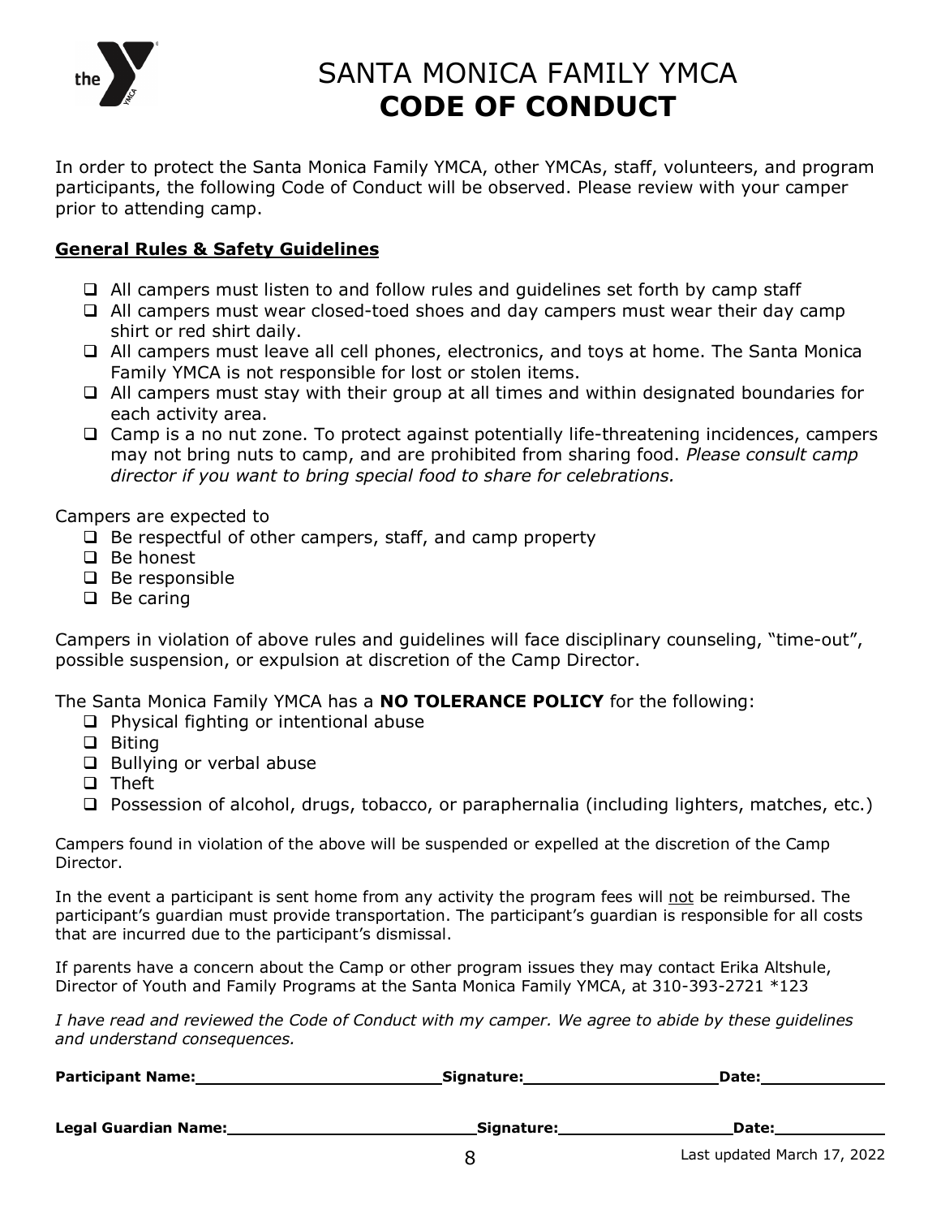# SANTA MONICA FAMILY YMCA
# CODE OF CONDUCT

In order to protect the Santa Monica Family YMCA, other YMCAs, staff, volunteers, and program participants, the following Code of Conduct will be observed. Please review with your camper prior to attending camp.

## General Rules & Safety Guidelines

- All campers must listen to and follow rules and guidelines set forth by camp staff
- All campers must wear closed-toed shoes and day campers must wear their day camp shirt or red shirt daily.
- All campers must leave all cell phones, electronics, and toys at home. The Santa Monica Family YMCA is not responsible for lost or stolen items.
- All campers must stay with their group at all times and within designated boundaries for each activity area.
- Camp is a no nut zone. To protect against potentially life-threatening incidences, campers may not bring nuts to camp, and are prohibited from sharing food. *Please consult camp director if you want to bring special food to share for celebrations.*

Campers are expected to

- Be respectful of other campers, staff, and camp property
- Be honest
- Be responsible
- Be caring

Campers in violation of above rules and guidelines will face disciplinary counseling, "time-out", possible suspension, or expulsion at discretion of the Camp Director.

The Santa Monica Family YMCA has a **NO TOLERANCE POLICY** for the following:

- Physical fighting or intentional abuse
- Biting
- Bullying or verbal abuse
- Theft
- Possession of alcohol, drugs, tobacco, or paraphernalia (including lighters, matches, etc.)

Campers found in violation of the above will be suspended or expelled at the discretion of the Camp Director.

In the event a participant is sent home from any activity the program fees will not be reimbursed. The participant's guardian must provide transportation. The participant's guardian is responsible for all costs that are incurred due to the participant's dismissal.

If parents have a concern about the Camp or other program issues they may contact Erika Altshule, Director of Youth and Family Programs at the Santa Monica Family YMCA, at 310-393-2721 *123

*I have read and reviewed the Code of Conduct with my camper. We agree to abide by these guidelines and understand consequences.*

**Participant Name:**\_\_\_\_\_\_\_\_\_\_\_\_\_\_\_\_\_\_\_\_ **Signature:**\_\_\_\_\_\_\_\_\_\_\_\_\_\_\_\_ **Date:**\_\_\_\_\_\_\_\_\_\_

**Legal Guardian Name:**\_\_\_\_\_\_\_\_\_\_\_\_\_\_\_\_\_\_\_\_ **Signature:**\_\_\_\_\_\_\_\_\_\_\_\_\_\_\_\_ **Date:**\_\_\_\_\_\_\_\_\_\_

Last updated March 17, 2022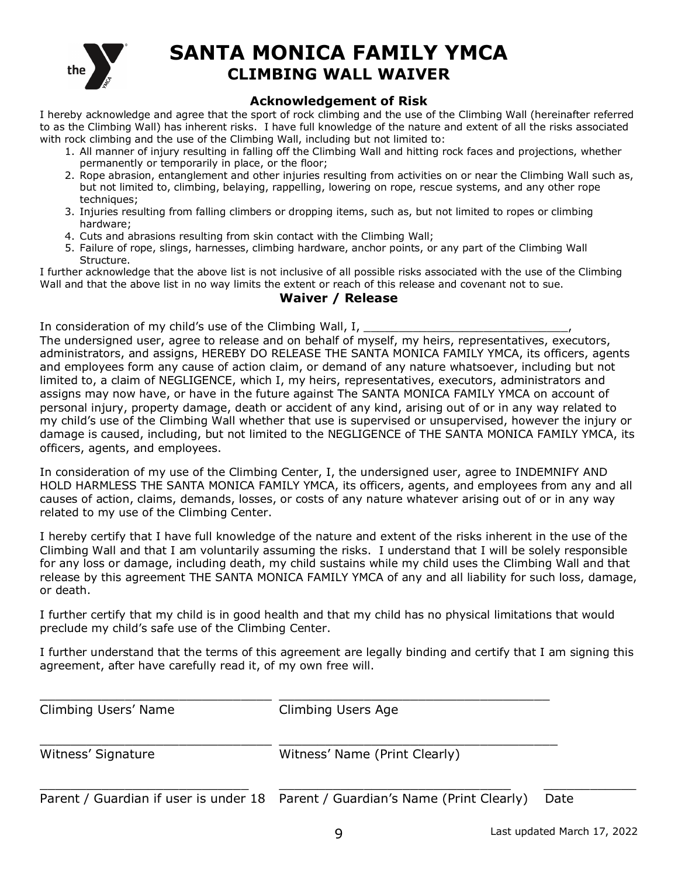# SANTA MONICA FAMILY YMCA

## CLIMBING WALL WAIVER

### Acknowledgement of Risk

I hereby acknowledge and agree that the sport of rock climbing and the use of the Climbing Wall (hereinafter referred to as the Climbing Wall) has inherent risks. I have full knowledge of the nature and extent of all the risks associated with rock climbing and the use of the Climbing Wall, including but not limited to:

1. All manner of injury resulting in falling off the Climbing Wall and hitting rock faces and projections, whether permanently or temporarily in place, or the floor;
2. Rope abrasion, entanglement and other injuries resulting from activities on or near the Climbing Wall such as, but not limited to, climbing, belaying, rappelling, lowering on rope, rescue systems, and any other rope techniques;
3. Injuries resulting from falling climbers or dropping items, such as, but not limited to ropes or climbing hardware;
4. Cuts and abrasions resulting from skin contact with the Climbing Wall;
5. Failure of rope, slings, harnesses, climbing hardware, anchor points, or any part of the Climbing Wall Structure.

I further acknowledge that the above list is not inclusive of all possible risks associated with the use of the Climbing Wall and that the above list in no way limits the extent or reach of this release and covenant not to sue.

### Waiver / Release

In consideration of my child's use of the Climbing Wall, I, ______________________________, The undersigned user, agree to release and on behalf of myself, my heirs, representatives, executors, administrators, and assigns, HEREBY DO RELEASE THE SANTA MONICA FAMILY YMCA, its officers, agents and employees form any cause of action claim, or demand of any nature whatsoever, including but not limited to, a claim of NEGLIGENCE, which I, my heirs, representatives, executors, administrators and assigns may now have, or have in the future against The SANTA MONICA FAMILY YMCA on account of personal injury, property damage, death or accident of any kind, arising out of or in any way related to my child's use of the Climbing Wall whether that use is supervised or unsupervised, however the injury or damage is caused, including, but not limited to the NEGLIGENCE of THE SANTA MONICA FAMILY YMCA, its officers, agents, and employees.

In consideration of my use of the Climbing Center, I, the undersigned user, agree to INDEMNIFY AND HOLD HARMLESS THE SANTA MONICA FAMILY YMCA, its officers, agents, and employees from any and all causes of action, claims, demands, losses, or costs of any nature whatever arising out of or in any way related to my use of the Climbing Center.

I hereby certify that I have full knowledge of the nature and extent of the risks inherent in the use of the Climbing Wall and that I am voluntarily assuming the risks. I understand that I will be solely responsible for any loss or damage, including death, my child sustains while my child uses the Climbing Wall and that release by this agreement THE SANTA MONICA FAMILY YMCA of any and all liability for such loss, damage, or death.

I further certify that my child is in good health and that my child has no physical limitations that would preclude my child's safe use of the Climbing Center.

I further understand that the terms of this agreement are legally binding and certify that I am signing this agreement, after have carefully read it, of my own free will.

______________________________ ______________________________
Climbing Users' Name Climbing Users Age

______________________________ ______________________________
Witness' Signature Witness' Name (Print Clearly)

______________________________ ______________________________ ____________
Parent / Guardian if user is under 18 Parent / Guardian's Name (Print Clearly) Date

Last updated March 17, 2022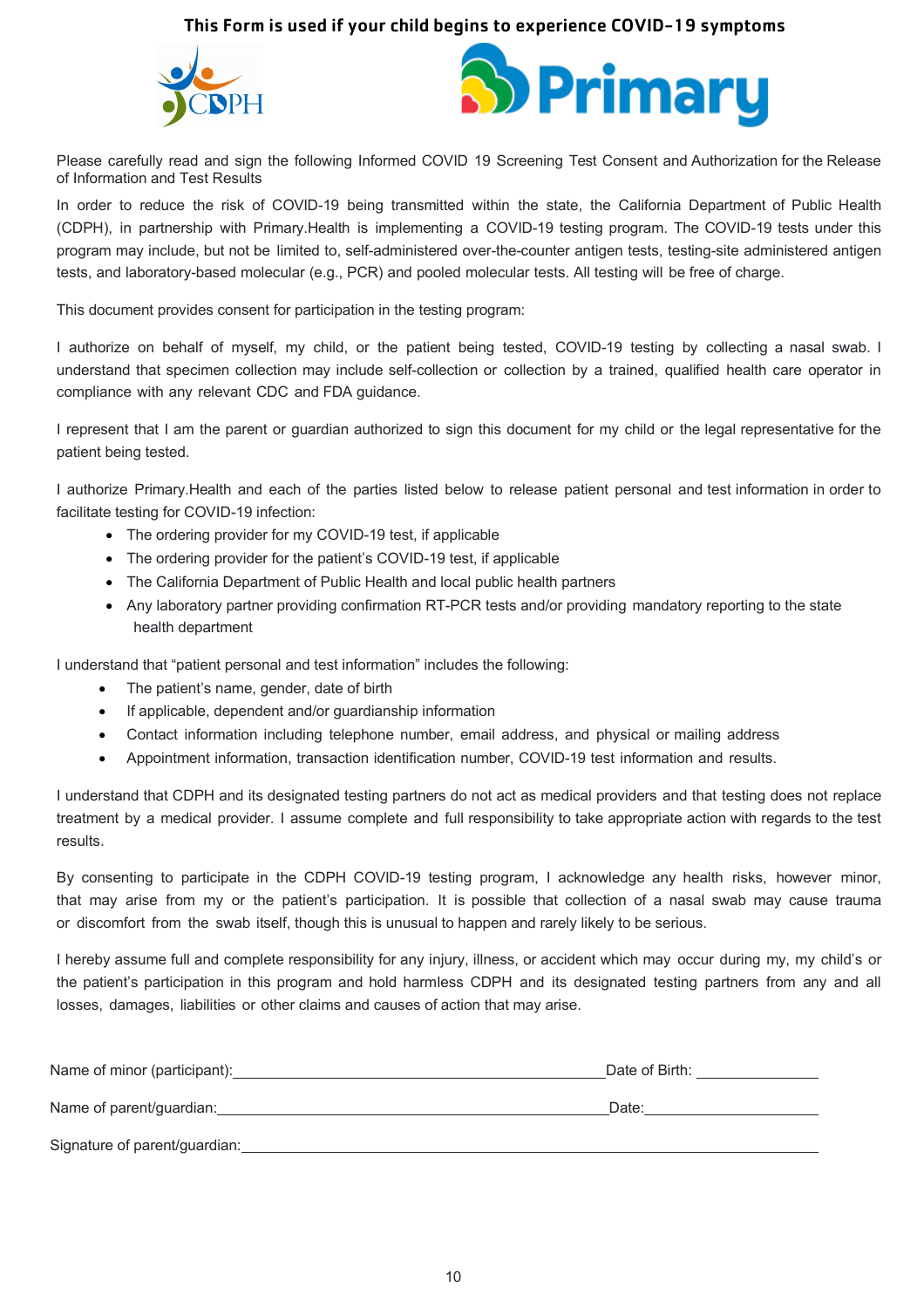**This Form is used if your child begins to experience COVID-19 symptoms**

Please carefully read and sign the following Informed COVID 19 Screening Test Consent and Authorization for the Release of Information and Test Results

In order to reduce the risk of COVID-19 being transmitted within the state, the California Department of Public Health (CDPH), in partnership with Primary.Health is implementing a COVID-19 testing program. The COVID-19 tests under this program may include, but not be limited to, self-administered over-the-counter antigen tests, testing-site administered antigen tests, and laboratory-based molecular (e.g., PCR) and pooled molecular tests. All testing will be free of charge.

This document provides consent for participation in the testing program:

I authorize on behalf of myself, my child, or the patient being tested, COVID-19 testing by collecting a nasal swab. I understand that specimen collection may include self-collection or collection by a trained, qualified health care operator in compliance with any relevant CDC and FDA guidance.

I represent that I am the parent or guardian authorized to sign this document for my child or the legal representative for the patient being tested.

I authorize Primary.Health and each of the parties listed below to release patient personal and test information in order to facilitate testing for COVID-19 infection:

- The ordering provider for my COVID-19 test, if applicable
- The ordering provider for the patient's COVID-19 test, if applicable
- The California Department of Public Health and local public health partners
- Any laboratory partner providing confirmation RT-PCR tests and/or providing mandatory reporting to the state health department

I understand that "patient personal and test information" includes the following:

- The patient's name, gender, date of birth
- If applicable, dependent and/or guardianship information
- Contact information including telephone number, email address, and physical or mailing address
- Appointment information, transaction identification number, COVID-19 test information and results.

I understand that CDPH and its designated testing partners do not act as medical providers and that testing does not replace treatment by a medical provider. I assume complete and full responsibility to take appropriate action with regards to the test results.

By consenting to participate in the CDPH COVID-19 testing program, I acknowledge any health risks, however minor, that may arise from my or the patient's participation. It is possible that collection of a nasal swab may cause trauma or discomfort from the swab itself, though this is unusual to happen and rarely likely to be serious.

I hereby assume full and complete responsibility for any injury, illness, or accident which may occur during my, my child's or the patient's participation in this program and hold harmless CDPH and its designated testing partners from any and all losses, damages, liabilities or other claims and causes of action that may arise.

Name of minor (participant):\_\_\_\_\_\_\_\_\_\_\_\_\_\_\_\_\_\_\_\_\_\_\_\_\_\_\_\_\_\_\_\_\_\_\_\_ Date of Birth: \_\_\_\_\_\_\_\_\_\_\_\_

Name of parent/guardian:\_\_\_\_\_\_\_\_\_\_\_\_\_\_\_\_\_\_\_\_\_\_\_\_\_\_\_\_\_\_\_\_\_\_\_\_\_\_ Date:\_\_\_\_\_\_\_\_\_\_\_\_\_\_\_\_\_\_

Signature of parent/guardian:\_\_\_\_\_\_\_\_\_\_\_\_\_\_\_\_\_\_\_\_\_\_\_\_\_\_\_\_\_\_\_\_\_\_\_\_\_\_\_\_\_\_\_\_\_\_\_\_\_\_\_\_\_\_\_\_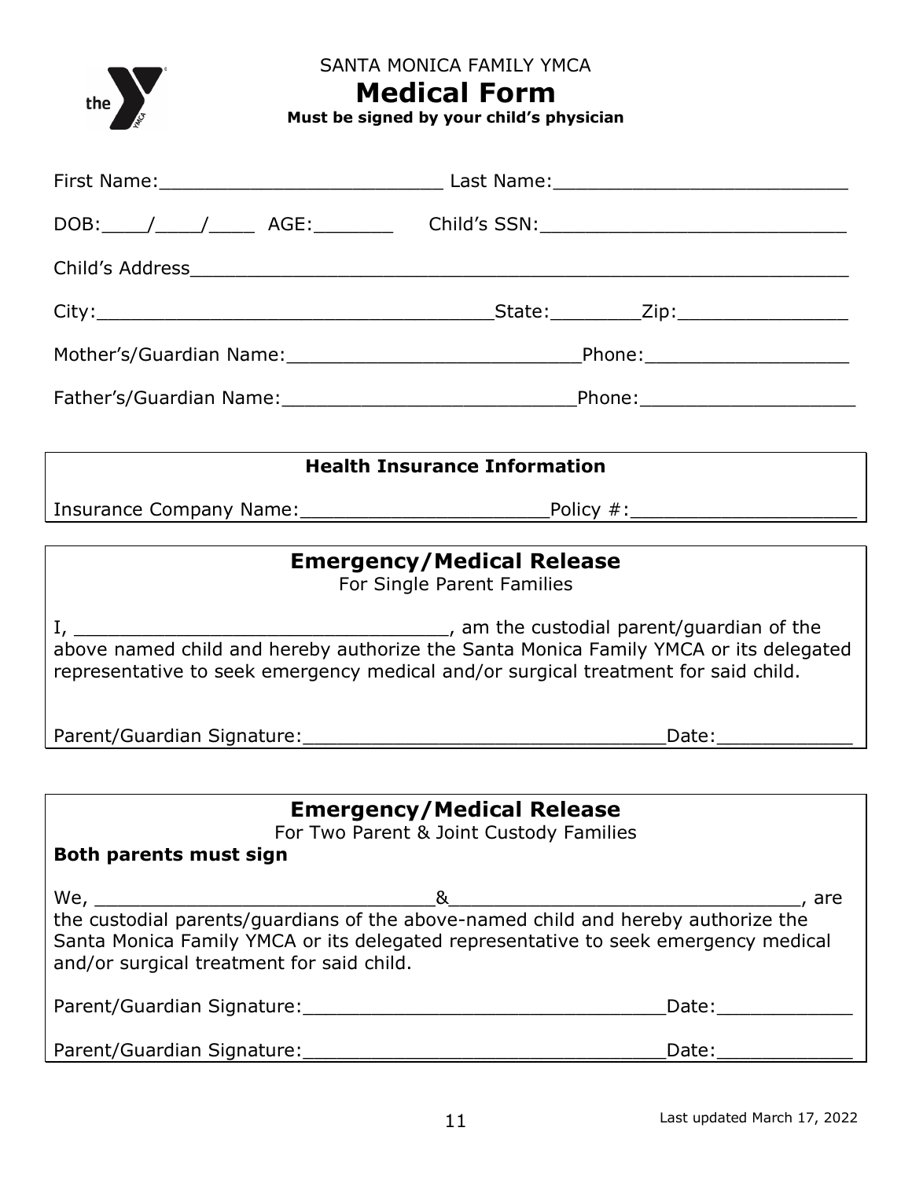SANTA MONICA FAMILY YMCA

# Medical Form

**Must be signed by your child's physician**

First Name:________________________ Last Name:_________________________

DOB:____/____/____ AGE:_______ Child's SSN:__________________________

Child's Address_____________________________________________________________

City:__________________________________State:________Zip:_______________

Mother's/Guardian Name:_________________________Phone:__________________

Father's/Guardian Name:_________________________Phone:___________________

## Health Insurance Information

Insurance Company Name:_____________________Policy #:___________________

## Emergency/Medical Release

For Single Parent Families

I, _________________________________, am the custodial parent/guardian of the above named child and hereby authorize the Santa Monica Family YMCA or its delegated representative to seek emergency medical and/or surgical treatment for said child.

Parent/Guardian Signature:_______________________________Date:____________

## Emergency/Medical Release

For Two Parent & Joint Custody Families

**Both parents must sign**

We, _____________________________&_______________________________, are the custodial parents/guardians of the above-named child and hereby authorize the Santa Monica Family YMCA or its delegated representative to seek emergency medical and/or surgical treatment for said child.

Parent/Guardian Signature:_______________________________Date:____________

Parent/Guardian Signature:_______________________________Date:____________

Last updated March 17, 2022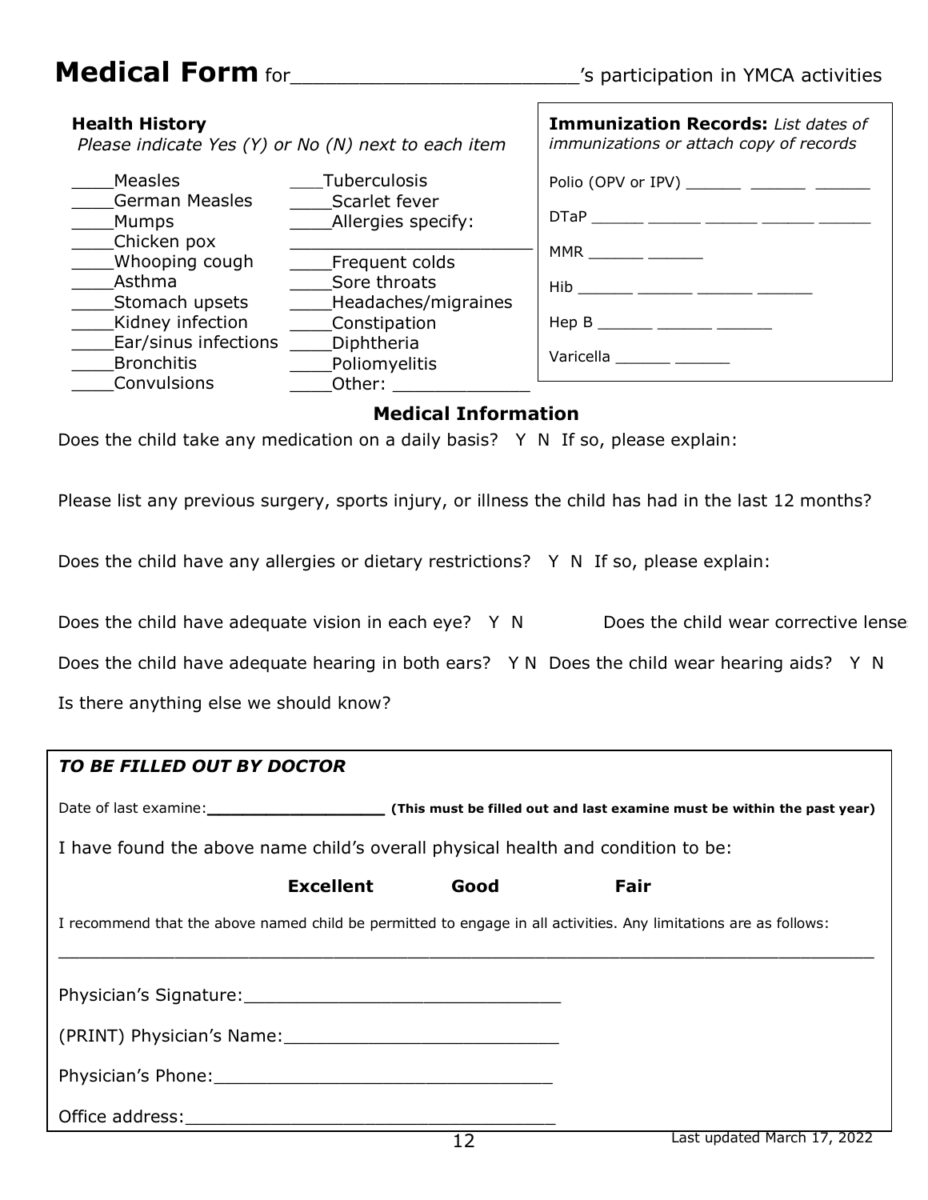# Medical Form for_______________________’s participation in YMCA activities

**Health History**
*Please indicate Yes (Y) or No (N) next to each item*

____Measles
____German Measles
____Mumps
____Chicken pox
____Whooping cough
____Asthma
____Stomach upsets
____Kidney infection
____Ear/sinus infections
____Bronchitis
____Convulsions
___Tuberculosis
____Scarlet fever
____Allergies specify:
________________________
____Frequent colds
____Sore throats
____Headaches/migraines
____Constipation
____Diphtheria
____Poliomyelitis
____Other: _____________

**Immunization Records:** *List dates of immunizations or attach copy of records*

Polio (OPV or IPV) ______ ______ ______

DTaP ______ ______ ______ ______ ______

MMR ______ ______

Hib ______ ______ ______ ______

Hep B ______ ______ ______

Varicella ______ ______

## Medical Information

Does the child take any medication on a daily basis? Y N If so, please explain:

Please list any previous surgery, sports injury, or illness the child has had in the last 12 months?

Does the child have any allergies or dietary restrictions? Y N If so, please explain:

Does the child have adequate vision in each eye? Y N Does the child wear corrective lense

Does the child have adequate hearing in both ears? Y N Does the child wear hearing aids? Y N

Is there anything else we should know?

***TO BE FILLED OUT BY DOCTOR***

Date of last examine:__________________ **(This must be filled out and last examine must be within the past year)**

I have found the above name child’s overall physical health and condition to be:

**Excellent** **Good** **Fair**

I recommend that the above named child be permitted to engage in all activities. Any limitations are as follows:

_____________________________________________________________________________

Physician’s Signature:______________________________

(PRINT) Physician’s Name:__________________________

Physician’s Phone:________________________________

Office address:___________________________________

Last updated March 17, 2022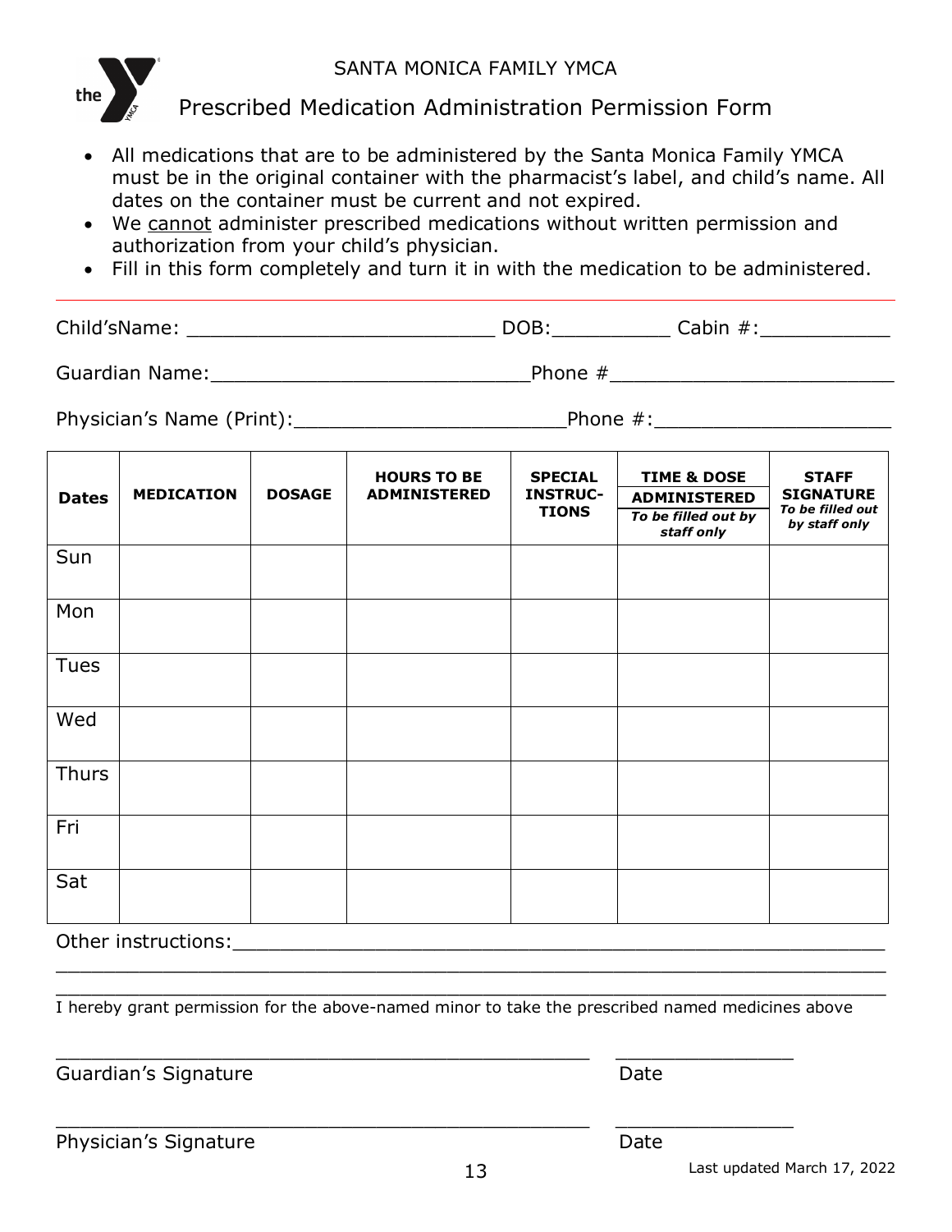SANTA MONICA FAMILY YMCA

# Prescribed Medication Administration Permission Form

- All medications that are to be administered by the Santa Monica Family YMCA must be in the original container with the pharmacist's label, and child's name. All dates on the container must be current and not expired.
- We <u>cannot</u> administer prescribed medications without written permission and authorization from your child's physician.
- Fill in this form completely and turn it in with the medication to be administered.

---

Child'sName: __________________________ DOB:__________ Cabin #:___________

Guardian Name:___________________________Phone #________________________

Physician's Name (Print):_______________________Phone #:____________________

| Dates | MEDICATION | DOSAGE | HOURS TO BE ADMINISTERED | SPECIAL INSTRUC-TIONS | TIME & DOSE ADMINISTERED *To be filled out by staff only* | STAFF SIGNATURE *To be filled out by staff only* |
|---|---|---|---|---|---|---|
| Sun | | | | | | |
| Mon | | | | | | |
| Tues | | | | | | |
| Wed | | | | | | |
| Thurs | | | | | | |
| Fri | | | | | | |
| Sat | | | | | | |

Other instructions:_________________________________________________________

____________________________________________________________________________

____________________________________________________________________________

I hereby grant permission for the above-named minor to take the prescribed named medicines above

_______________________________________________ _______________

Guardian's Signature Date

_______________________________________________ _______________

Physician's Signature Date

Last updated March 17, 2022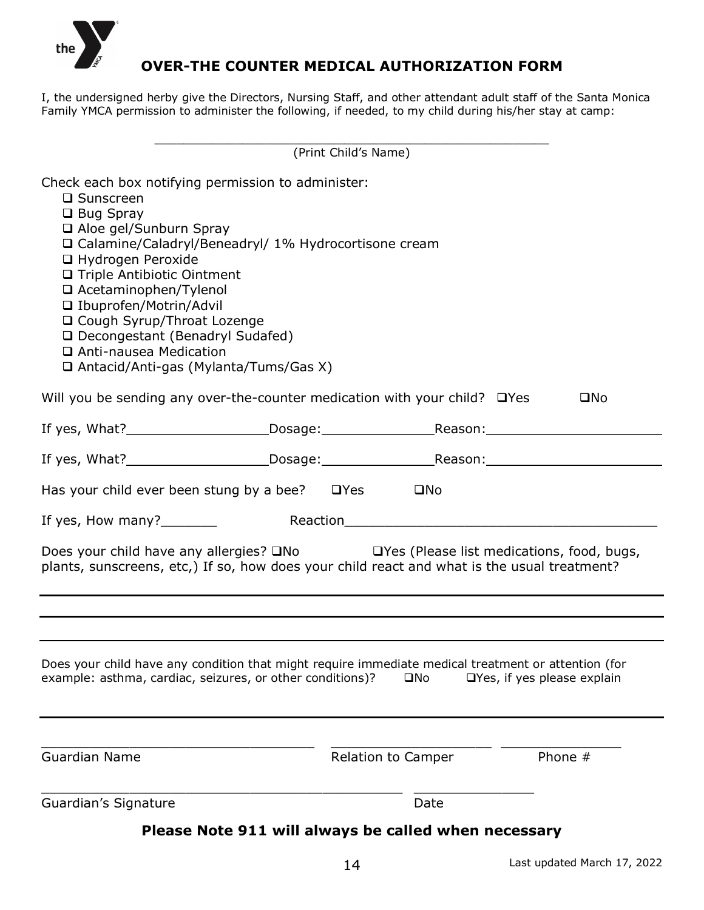# OVER-THE COUNTER MEDICAL AUTHORIZATION FORM

I, the undersigned herby give the Directors, Nursing Staff, and other attendant adult staff of the Santa Monica Family YMCA permission to administer the following, if needed, to my child during his/her stay at camp:

\_\_\_\_\_\_\_\_\_\_\_\_\_\_\_\_\_\_\_\_\_\_\_\_\_\_\_\_\_\_\_\_\_\_\_\_\_\_\_\_\_\_\_\_\_\_\_\_

(Print Child's Name)

Check each box notifying permission to administer:

- ☐ Sunscreen
- ☐ Bug Spray
- ☐ Aloe gel/Sunburn Spray
- ☐ Calamine/Caladryl/Beneadryl/ 1% Hydrocortisone cream
- ☐ Hydrogen Peroxide
- ☐ Triple Antibiotic Ointment
- ☐ Acetaminophen/Tylenol
- ☐ Ibuprofen/Motrin/Advil
- ☐ Cough Syrup/Throat Lozenge
- ☐ Decongestant (Benadryl Sudafed)
- ☐ Anti-nausea Medication
- ☐ Antacid/Anti-gas (Mylanta/Tums/Gas X)

Will you be sending any over-the-counter medication with your child? ☐Yes ☐No

If yes, What?\_\_\_\_\_\_\_\_\_\_\_\_\_\_\_\_\_\_ Dosage:\_\_\_\_\_\_\_\_\_\_\_\_\_\_\_ Reason:\_\_\_\_\_\_\_\_\_\_\_\_\_\_\_\_\_\_\_\_\_\_\_

If yes, What?\_\_\_\_\_\_\_\_\_\_\_\_\_\_\_\_\_\_ Dosage:\_\_\_\_\_\_\_\_\_\_\_\_\_\_\_ Reason:\_\_\_\_\_\_\_\_\_\_\_\_\_\_\_\_\_\_\_\_\_\_\_

Has your child ever been stung by a bee? ☐Yes ☐No

If yes, How many?\_\_\_\_\_\_\_ Reaction\_\_\_\_\_\_\_\_\_\_\_\_\_\_\_\_\_\_\_\_\_\_\_\_\_\_\_\_\_\_\_\_\_\_\_\_\_\_\_\_\_

Does your child have any allergies? ☐No ☐Yes (Please list medications, food, bugs, plants, sunscreens, etc,) If so, how does your child react and what is the usual treatment?

\_\_\_\_\_\_\_\_\_\_\_\_\_\_\_\_\_\_\_\_\_\_\_\_\_\_\_\_\_\_\_\_\_\_\_\_\_\_\_\_\_\_\_\_\_\_\_\_\_\_\_\_\_\_\_\_\_\_\_\_\_\_\_\_\_\_\_\_

\_\_\_\_\_\_\_\_\_\_\_\_\_\_\_\_\_\_\_\_\_\_\_\_\_\_\_\_\_\_\_\_\_\_\_\_\_\_\_\_\_\_\_\_\_\_\_\_\_\_\_\_\_\_\_\_\_\_\_\_\_\_\_\_\_\_\_\_

\_\_\_\_\_\_\_\_\_\_\_\_\_\_\_\_\_\_\_\_\_\_\_\_\_\_\_\_\_\_\_\_\_\_\_\_\_\_\_\_\_\_\_\_\_\_\_\_\_\_\_\_\_\_\_\_\_\_\_\_\_\_\_\_\_\_\_\_

Does your child have any condition that might require immediate medical treatment or attention (for example: asthma, cardiac, seizures, or other conditions)? ☐No ☐Yes, if yes please explain

\_\_\_\_\_\_\_\_\_\_\_\_\_\_\_\_\_\_\_\_\_\_\_\_\_\_\_\_\_\_\_\_\_\_\_\_\_\_\_\_\_\_\_\_\_\_\_\_\_\_\_\_\_\_\_\_\_\_\_\_\_\_\_\_\_\_\_\_

\_\_\_\_\_\_\_\_\_\_\_\_\_\_\_\_\_\_\_\_\_\_\_\_\_\_\_\_\_\_\_\_\_\_ \_\_\_\_\_\_\_\_\_\_\_\_\_\_\_\_\_\_\_\_ \_\_\_\_\_\_\_\_\_\_\_\_\_\_\_
Guardian Name Relation to Camper Phone #

\_\_\_\_\_\_\_\_\_\_\_\_\_\_\_\_\_\_\_\_\_\_\_\_\_\_\_\_\_\_\_\_\_\_\_\_\_\_\_\_\_\_\_\_\_\_ \_\_\_\_\_\_\_\_\_\_\_\_\_\_\_
Guardian's Signature Date

**Please Note 911 will always be called when necessary**

Last updated March 17, 2022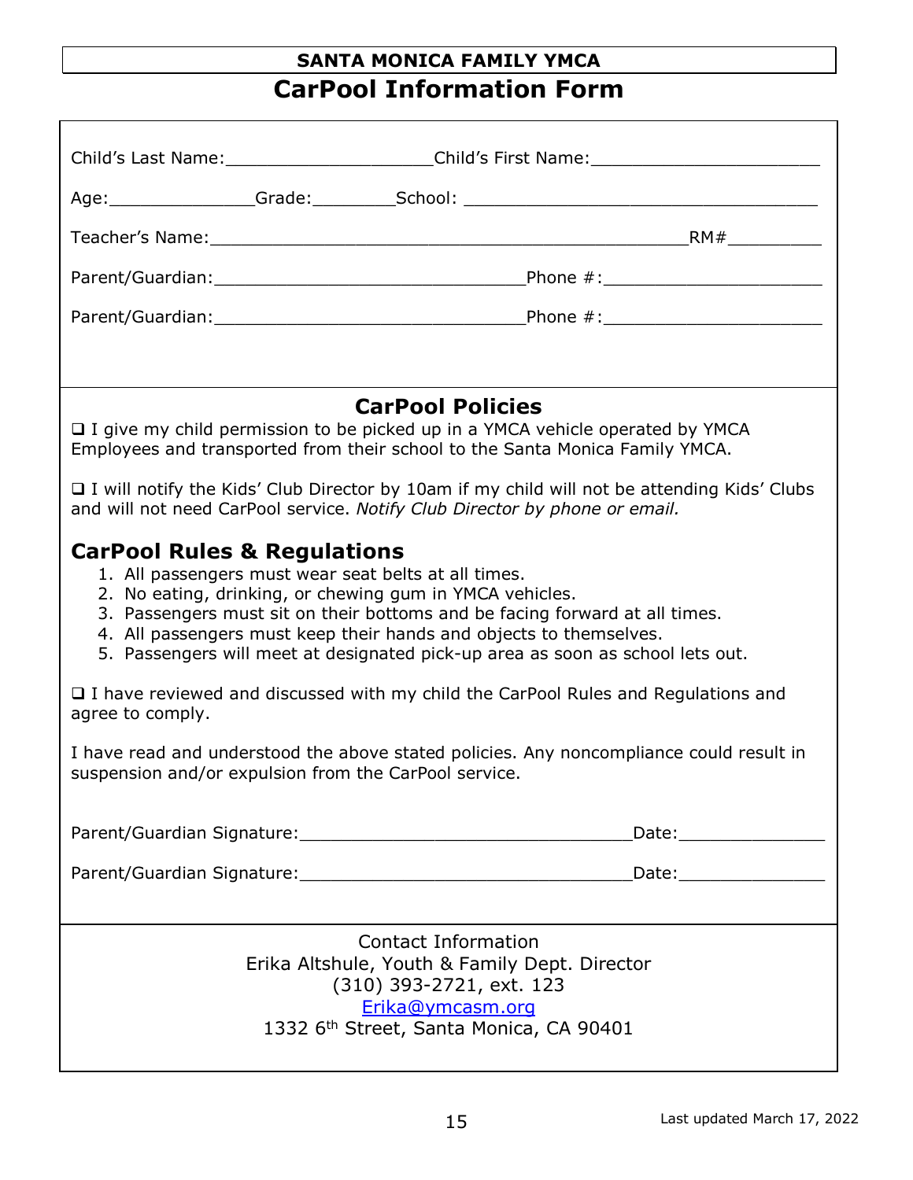**SANTA MONICA FAMILY YMCA**

# CarPool Information Form

Child's Last Name:____________________Child's First Name:______________________

Age:______________Grade:________School: ___________________________________

Teacher's Name:_______________________________________________RM#_________

Parent/Guardian:______________________________Phone #:_____________________

Parent/Guardian:______________________________Phone #:_____________________

## CarPool Policies

❑ I give my child permission to be picked up in a YMCA vehicle operated by YMCA Employees and transported from their school to the Santa Monica Family YMCA.

❑ I will notify the Kids' Club Director by 10am if my child will not be attending Kids' Clubs and will not need CarPool service. *Notify Club Director by phone or email.*

## CarPool Rules & Regulations

1. All passengers must wear seat belts at all times.
2. No eating, drinking, or chewing gum in YMCA vehicles.
3. Passengers must sit on their bottoms and be facing forward at all times.
4. All passengers must keep their hands and objects to themselves.
5. Passengers will meet at designated pick-up area as soon as school lets out.

❑ I have reviewed and discussed with my child the CarPool Rules and Regulations and agree to comply.

I have read and understood the above stated policies. Any noncompliance could result in suspension and/or expulsion from the CarPool service.

Parent/Guardian Signature:________________________________Date:______________

Parent/Guardian Signature:________________________________Date:______________

Contact Information
Erika Altshule, Youth & Family Dept. Director
(310) 393-2721, ext. 123
Erika@ymcasm.org
1332 6th Street, Santa Monica, CA 90401

Last updated March 17, 2022